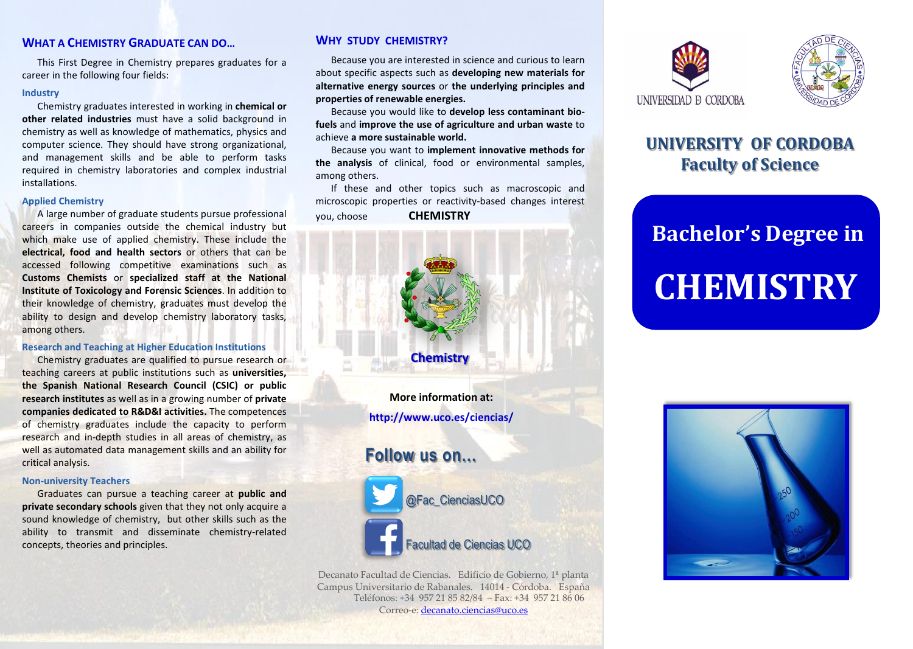## WHAT A CHEMISTRY GRADUATE CAN DO…

This First Degree in Chemistry prepares graduates for a career in the following four fields:

### Industry

Chemistry graduates interested in working in **chemical or other related industries** must have a solid background in chemistry as well as knowledge of mathematics, physics and computer science. They should have strong organizational, and management skills and be able to perform tasks required in chemistry laboratories and complex industrial installations.

### Applied Chemistry

A large number of graduate students pursue professional careers in companies outside the chemical industry but which make use of applied chemistry. These include the **electrical, food and health sectors** or others that can be accessed following competitive examinations such as **Customs Chemists** or **specialized staff at the National Institute of Toxicology and Forensic Sciences**. In addition to their knowledge of chemistry, graduates must develop the ability to design and develop chemistry laboratory tasks, among others.

### Research and Teaching at Higher Education Institutions

Chemistry graduates are qualified to pursue research or teaching careers at public institutions such as **universities, the Spanish National Research Council (CSIC) or public research institutes** as well as in a growing number of **private companies dedicated to R&D&I activities.** The competences of chemistry graduates include the capacity to perform research and in-depth studies in all areas of chemistry, as well as automated data management skills and an ability for critical analysis.

### Non-university Teachers

Graduates can pursue a teaching career at **public and private secondary schools** given that they not only acquire a sound knowledge of chemistry, but other skills such as the ability to transmit and disseminate chemistry-related concepts, theories and principles.

## WHY STUDY CHEMISTRY?

Because you are interested in science and curious to learn about specific aspects such as **developing new materials for alternative energy sources** or **the underlying principles and properties of renewable energies.**

Because you would like to **develop less contaminant bio-fuels** and **improve the use of agriculture and urban waste** to achieve **a more sustainable world.**

Because you want to **implement innovative methods for the analysis** of clinical, food or environmental samples, among others.

If these and other topics such as macroscopic and microscopic properties or reactivity-based changes interest you, choose **CHEMISTRY**

**Chemistry**

**More information at:**

**http://www.uco.es/ciencias/**

**Follow us on...**

@Fac_CienciasUCO

Facultad de Ciencias UCO

Decanato Facultad de Ciencias. Edificio de Gobierno, 1ª planta
Campus Universitario de Rabanales. 14014 - Córdoba. España
Teléfonos: +34 957 21 85 82/84 – Fax: +34 957 21 86 06
Correo-e: decanato.ciencias@uco.es

UNIVERSIDAD D CORDOBA

FACULTAD DE CIENCIAS UNIVERSIDAD DE CORDOBA

# UNIVERSITY OF CORDOBA
## Faculty of Science

# Bachelor's Degree in CHEMISTRY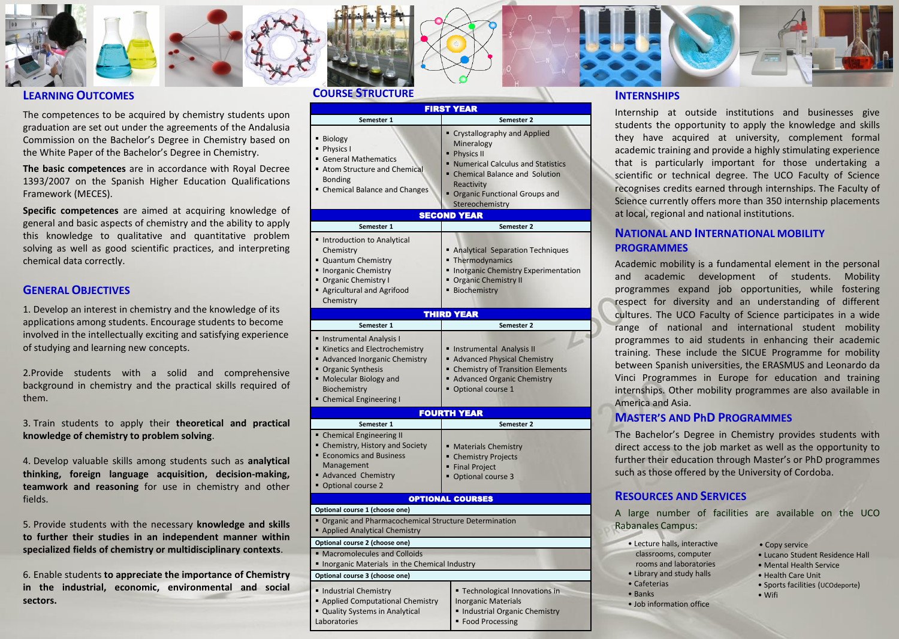## Learning Outcomes

The competences to be acquired by chemistry students upon graduation are set out under the agreements of the Andalusia Commission on the Bachelor's Degree in Chemistry based on the White Paper of the Bachelor's Degree in Chemistry.

**The basic competences** are in accordance with Royal Decree 1393/2007 on the Spanish Higher Education Qualifications Framework (MECES).

**Specific competences** are aimed at acquiring knowledge of general and basic aspects of chemistry and the ability to apply this knowledge to qualitative and quantitative problem solving as well as good scientific practices, and interpreting chemical data correctly.

## General Objectives

1. Develop an interest in chemistry and the knowledge of its applications among students. Encourage students to become involved in the intellectually exciting and satisfying experience of studying and learning new concepts.

2. Provide students with a solid and comprehensive background in chemistry and the practical skills required of them.

3. Train students to apply their **theoretical and practical knowledge of chemistry to problem solving**.

4. Develop valuable skills among students such as **analytical thinking, foreign language acquisition, decision-making, teamwork and reasoning** for use in chemistry and other fields.

5. Provide students with the necessary **knowledge and skills to further their studies in an independent manner within specialized fields of chemistry or multidisciplinary contexts**.

6. Enable students **to appreciate the importance of Chemistry in the industrial, economic, environmental and social sectors.**

## Course Structure

| FIRST YEAR | |
|---|---|
| **Semester 1** | **Semester 2** |
| ▪ Biology<br>▪ Physics I<br>▪ General Mathematics<br>▪ Atom Structure and Chemical Bonding<br>▪ Chemical Balance and Changes | ▪ Crystallography and Applied Mineralogy<br>▪ Physics II<br>▪ Numerical Calculus and Statistics<br>▪ Chemical Balance and Solution Reactivity<br>▪ Organic Functional Groups and Stereochemistry |
| **SECOND YEAR** | |
| **Semester 1** | **Semester 2** |
| ▪ Introduction to Analytical Chemistry<br>▪ Quantum Chemistry<br>▪ Inorganic Chemistry<br>▪ Organic Chemistry I<br>▪ Agricultural and Agrifood Chemistry | ▪ Analytical Separation Techniques<br>▪ Thermodynamics<br>▪ Inorganic Chemistry Experimentation<br>▪ Organic Chemistry II<br>▪ Biochemistry |
| **THIRD YEAR** | |
| **Semester 1** | **Semester 2** |
| ▪ Instrumental Analysis I<br>▪ Kinetics and Electrochemistry<br>▪ Advanced Inorganic Chemistry<br>▪ Organic Synthesis<br>▪ Molecular Biology and Biochemistry<br>▪ Chemical Engineering I | ▪ Instrumental Analysis II<br>▪ Advanced Physical Chemistry<br>▪ Chemistry of Transition Elements<br>▪ Advanced Organic Chemistry<br>▪ Optional course 1 |
| **FOURTH YEAR** | |
| **Semester 1** | **Semester 2** |
| ▪ Chemical Engineering II<br>▪ Chemistry, History and Society<br>▪ Economics and Business Management<br>▪ Advanced Chemistry<br>▪ Optional course 2 | ▪ Materials Chemistry<br>▪ Chemistry Projects<br>▪ Final Project<br>▪ Optional course 3 |
| **OPTIONAL COURSES** | |
| **Optional course 1 (choose one)** | |
| ▪ Organic and Pharmaceutical Structure Determination<br>▪ Applied Analytical Chemistry | |
| **Optional course 2 (choose one)** | |
| ▪ Macromolecules and Colloids<br>▪ Inorganic Materials in the Chemical Industry | |
| **Optional course 3 (choose one)** | |
| ▪ Industrial Chemistry<br>▪ Applied Computational Chemistry<br>▪ Quality Systems in Analytical Laboratories | ▪ Technological Innovations in Inorganic Materials<br>▪ Industrial Organic Chemistry<br>▪ Food Processing |

## Internships

Internship at outside institutions and businesses give students the opportunity to apply the knowledge and skills they have acquired at university, complement formal academic training and provide a highly stimulating experience that is particularly important for those undertaking a scientific or technical degree. The UCO Faculty of Science recognises credits earned through internships. The Faculty of Science currently offers more than 350 internship placements at local, regional and national institutions.

## National and International Mobility Programmes

Academic mobility is a fundamental element in the personal and academic development of students. Mobility programmes expand job opportunities, while fostering respect for diversity and an understanding of different cultures. The UCO Faculty of Science participates in a wide range of national and international student mobility programmes to aid students in enhancing their academic training. These include the SICUE Programme for mobility between Spanish universities, the ERASMUS and Leonardo da Vinci Programmes in Europe for education and training internships. Other mobility programmes are also available in America and Asia.

## Master's and PhD Programmes

The Bachelor's Degree in Chemistry provides students with direct access to the job market as well as the opportunity to further their education through Master's or PhD programmes such as those offered by the University of Cordoba.

## Resources and Services

A large number of facilities are available on the UCO Rabanales Campus:

- Lecture halls, interactive classrooms, computer rooms and laboratories
- Library and study halls
- Cafeterias
- Banks
- Job information office
- Copy service
- Lucano Student Residence Hall
- Mental Health Service
- Health Care Unit
- Sports facilities (UCOdeporte)
- Wifi